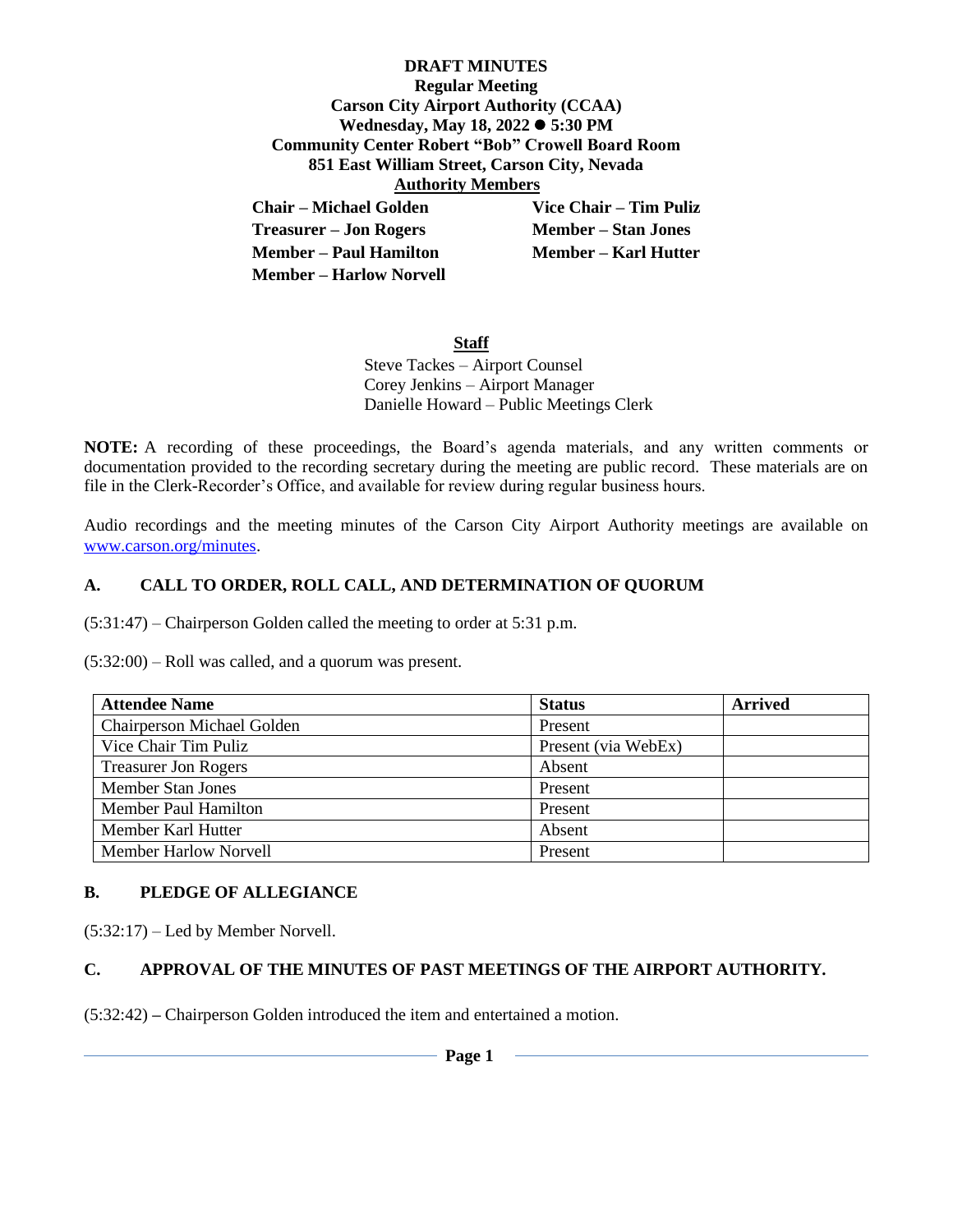**DRAFT MINUTES**
**Regular Meeting**
**Carson City Airport Authority (CCAA)**
**Wednesday, May 18, 2022 ● 5:30 PM**
**Community Center Robert "Bob" Crowell Board Room**
**851 East William Street, Carson City, Nevada**

**Authority Members**

**Chair – Michael Golden**
**Vice Chair – Tim Puliz**
**Treasurer – Jon Rogers**
**Member – Stan Jones**
**Member – Paul Hamilton**
**Member – Karl Hutter**
**Member – Harlow Norvell**

**Staff**

Steve Tackes – Airport Counsel
Corey Jenkins – Airport Manager
Danielle Howard – Public Meetings Clerk

**NOTE:** A recording of these proceedings, the Board's agenda materials, and any written comments or documentation provided to the recording secretary during the meeting are public record. These materials are on file in the Clerk-Recorder's Office, and available for review during regular business hours.

Audio recordings and the meeting minutes of the Carson City Airport Authority meetings are available on www.carson.org/minutes.

## A. CALL TO ORDER, ROLL CALL, AND DETERMINATION OF QUORUM

(5:31:47) – Chairperson Golden called the meeting to order at 5:31 p.m.

(5:32:00) – Roll was called, and a quorum was present.

| Attendee Name | Status | Arrived |
|---|---|---|
| Chairperson Michael Golden | Present | |
| Vice Chair Tim Puliz | Present (via WebEx) | |
| Treasurer Jon Rogers | Absent | |
| Member Stan Jones | Present | |
| Member Paul Hamilton | Present | |
| Member Karl Hutter | Absent | |
| Member Harlow Norvell | Present | |

## B. PLEDGE OF ALLEGIANCE

(5:32:17) – Led by Member Norvell.

## C. APPROVAL OF THE MINUTES OF PAST MEETINGS OF THE AIRPORT AUTHORITY.

(5:32:42) **–** Chairperson Golden introduced the item and entertained a motion.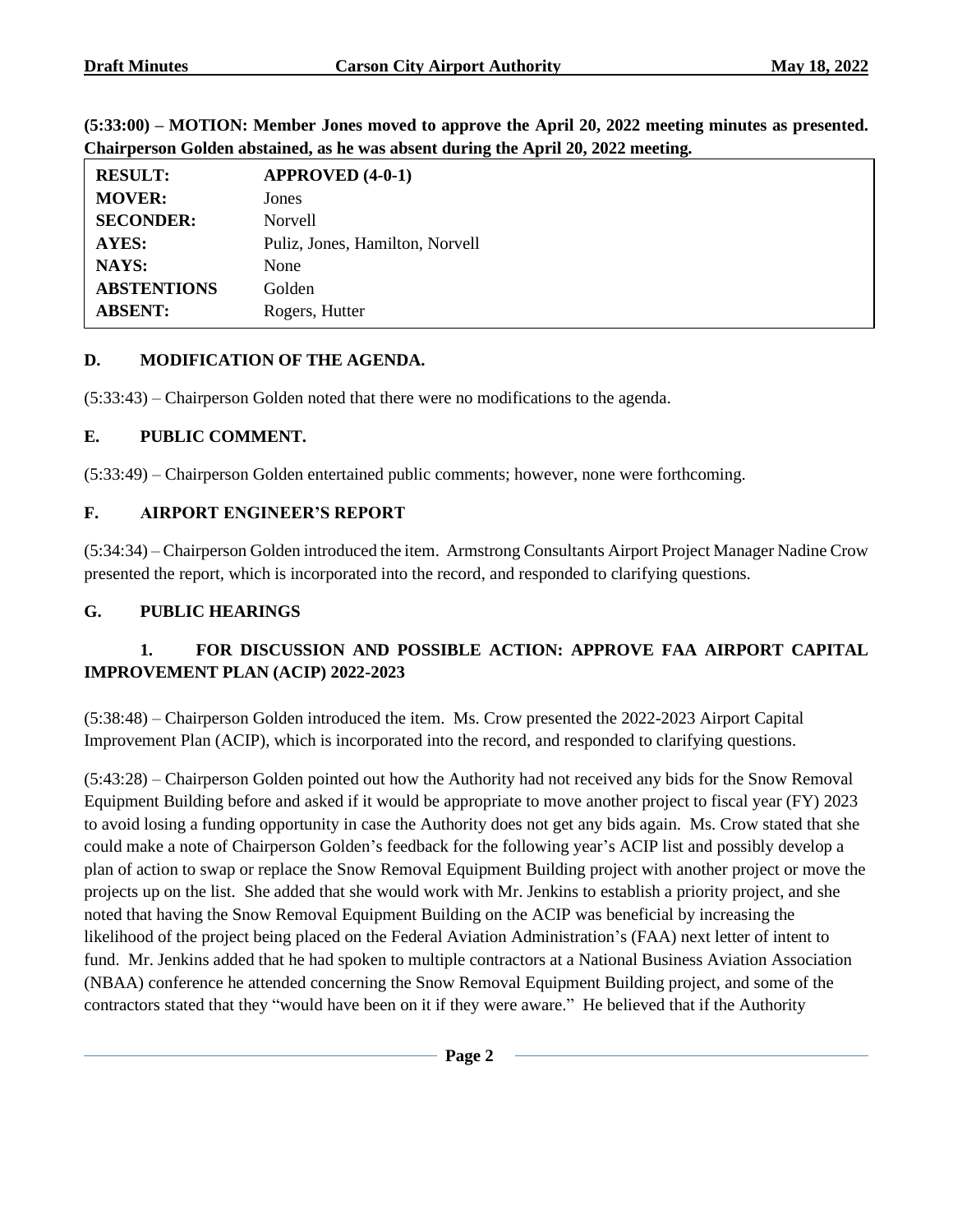**(5:33:00) – MOTION: Member Jones moved to approve the April 20, 2022 meeting minutes as presented. Chairperson Golden abstained, as he was absent during the April 20, 2022 meeting.**

| **RESULT:** | **APPROVED (4-0-1)** |
|---|---|
| **MOVER:** | Jones |
| **SECONDER:** | Norvell |
| **AYES:** | Puliz, Jones, Hamilton, Norvell |
| **NAYS:** | None |
| **ABSTENTIONS** | Golden |
| **ABSENT:** | Rogers, Hutter |

## D. MODIFICATION OF THE AGENDA.

(5:33:43) – Chairperson Golden noted that there were no modifications to the agenda.

## E. PUBLIC COMMENT.

(5:33:49) – Chairperson Golden entertained public comments; however, none were forthcoming.

## F. AIRPORT ENGINEER'S REPORT

(5:34:34) – Chairperson Golden introduced the item. Armstrong Consultants Airport Project Manager Nadine Crow presented the report, which is incorporated into the record, and responded to clarifying questions.

## G. PUBLIC HEARINGS

### 1. FOR DISCUSSION AND POSSIBLE ACTION: APPROVE FAA AIRPORT CAPITAL IMPROVEMENT PLAN (ACIP) 2022-2023

(5:38:48) – Chairperson Golden introduced the item. Ms. Crow presented the 2022-2023 Airport Capital Improvement Plan (ACIP), which is incorporated into the record, and responded to clarifying questions.

(5:43:28) – Chairperson Golden pointed out how the Authority had not received any bids for the Snow Removal Equipment Building before and asked if it would be appropriate to move another project to fiscal year (FY) 2023 to avoid losing a funding opportunity in case the Authority does not get any bids again. Ms. Crow stated that she could make a note of Chairperson Golden's feedback for the following year's ACIP list and possibly develop a plan of action to swap or replace the Snow Removal Equipment Building project with another project or move the projects up on the list. She added that she would work with Mr. Jenkins to establish a priority project, and she noted that having the Snow Removal Equipment Building on the ACIP was beneficial by increasing the likelihood of the project being placed on the Federal Aviation Administration's (FAA) next letter of intent to fund. Mr. Jenkins added that he had spoken to multiple contractors at a National Business Aviation Association (NBAA) conference he attended concerning the Snow Removal Equipment Building project, and some of the contractors stated that they "would have been on it if they were aware." He believed that if the Authority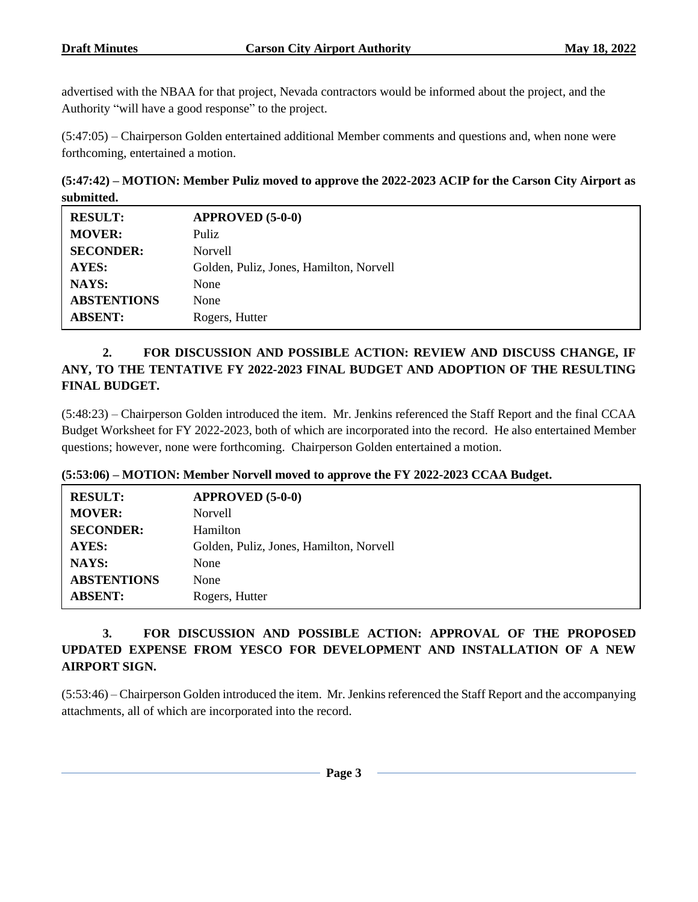advertised with the NBAA for that project, Nevada contractors would be informed about the project, and the Authority "will have a good response" to the project.

(5:47:05) – Chairperson Golden entertained additional Member comments and questions and, when none were forthcoming, entertained a motion.

**(5:47:42) – MOTION: Member Puliz moved to approve the 2022-2023 ACIP for the Carson City Airport as submitted.**

| | |
|---|---|
| **RESULT:** | **APPROVED (5-0-0)** |
| **MOVER:** | Puliz |
| **SECONDER:** | Norvell |
| **AYES:** | Golden, Puliz, Jones, Hamilton, Norvell |
| **NAYS:** | None |
| **ABSTENTIONS** | None |
| **ABSENT:** | Rogers, Hutter |

**2. FOR DISCUSSION AND POSSIBLE ACTION: REVIEW AND DISCUSS CHANGE, IF ANY, TO THE TENTATIVE FY 2022-2023 FINAL BUDGET AND ADOPTION OF THE RESULTING FINAL BUDGET.**

(5:48:23) – Chairperson Golden introduced the item. Mr. Jenkins referenced the Staff Report and the final CCAA Budget Worksheet for FY 2022-2023, both of which are incorporated into the record. He also entertained Member questions; however, none were forthcoming. Chairperson Golden entertained a motion.

**(5:53:06) – MOTION: Member Norvell moved to approve the FY 2022-2023 CCAA Budget.**

| | |
|---|---|
| **RESULT:** | **APPROVED (5-0-0)** |
| **MOVER:** | Norvell |
| **SECONDER:** | Hamilton |
| **AYES:** | Golden, Puliz, Jones, Hamilton, Norvell |
| **NAYS:** | None |
| **ABSTENTIONS** | None |
| **ABSENT:** | Rogers, Hutter |

**3. FOR DISCUSSION AND POSSIBLE ACTION: APPROVAL OF THE PROPOSED UPDATED EXPENSE FROM YESCO FOR DEVELOPMENT AND INSTALLATION OF A NEW AIRPORT SIGN.**

(5:53:46) – Chairperson Golden introduced the item. Mr. Jenkins referenced the Staff Report and the accompanying attachments, all of which are incorporated into the record.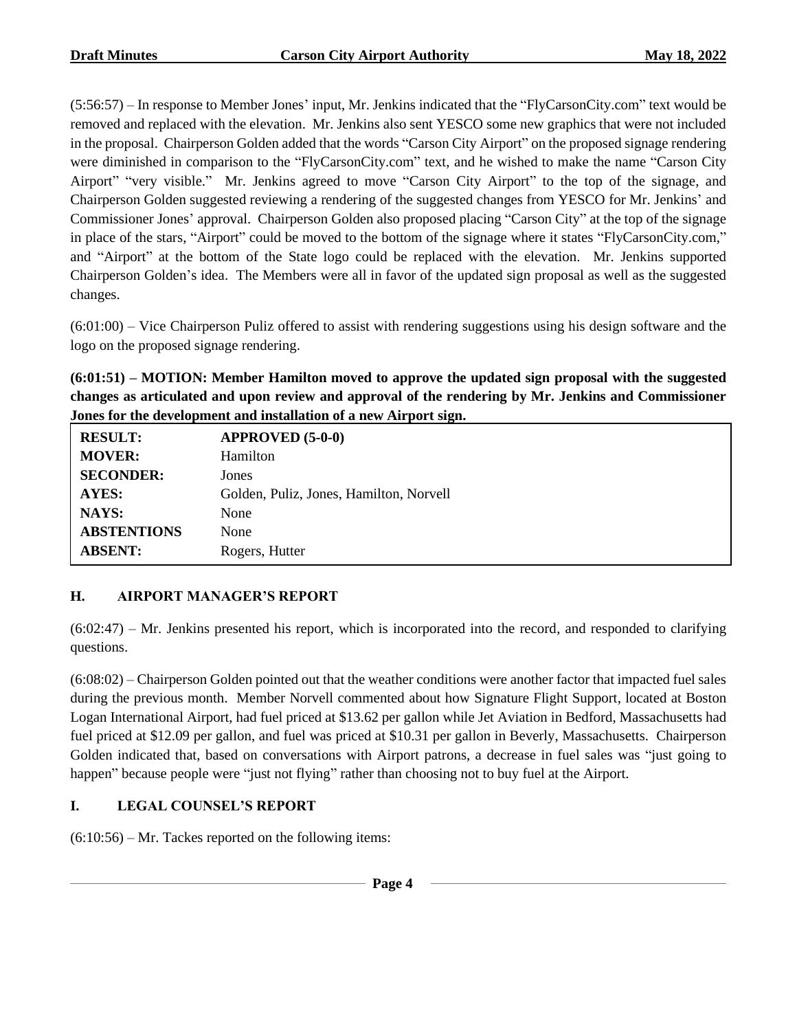(5:56:57) – In response to Member Jones' input, Mr. Jenkins indicated that the "FlyCarsonCity.com" text would be removed and replaced with the elevation. Mr. Jenkins also sent YESCO some new graphics that were not included in the proposal. Chairperson Golden added that the words "Carson City Airport" on the proposed signage rendering were diminished in comparison to the "FlyCarsonCity.com" text, and he wished to make the name "Carson City Airport" "very visible." Mr. Jenkins agreed to move "Carson City Airport" to the top of the signage, and Chairperson Golden suggested reviewing a rendering of the suggested changes from YESCO for Mr. Jenkins' and Commissioner Jones' approval. Chairperson Golden also proposed placing "Carson City" at the top of the signage in place of the stars, "Airport" could be moved to the bottom of the signage where it states "FlyCarsonCity.com," and "Airport" at the bottom of the State logo could be replaced with the elevation. Mr. Jenkins supported Chairperson Golden's idea. The Members were all in favor of the updated sign proposal as well as the suggested changes.

(6:01:00) – Vice Chairperson Puliz offered to assist with rendering suggestions using his design software and the logo on the proposed signage rendering.

**(6:01:51) – MOTION: Member Hamilton moved to approve the updated sign proposal with the suggested changes as articulated and upon review and approval of the rendering by Mr. Jenkins and Commissioner Jones for the development and installation of a new Airport sign.**

| | |
|---|---|
| **RESULT:** | **APPROVED (5-0-0)** |
| **MOVER:** | Hamilton |
| **SECONDER:** | Jones |
| **AYES:** | Golden, Puliz, Jones, Hamilton, Norvell |
| **NAYS:** | None |
| **ABSTENTIONS** | None |
| **ABSENT:** | Rogers, Hutter |

## H. AIRPORT MANAGER'S REPORT

(6:02:47) – Mr. Jenkins presented his report, which is incorporated into the record, and responded to clarifying questions.

(6:08:02) – Chairperson Golden pointed out that the weather conditions were another factor that impacted fuel sales during the previous month. Member Norvell commented about how Signature Flight Support, located at Boston Logan International Airport, had fuel priced at $13.62 per gallon while Jet Aviation in Bedford, Massachusetts had fuel priced at $12.09 per gallon, and fuel was priced at $10.31 per gallon in Beverly, Massachusetts. Chairperson Golden indicated that, based on conversations with Airport patrons, a decrease in fuel sales was "just going to happen" because people were "just not flying" rather than choosing not to buy fuel at the Airport.

## I. LEGAL COUNSEL'S REPORT

(6:10:56) – Mr. Tackes reported on the following items: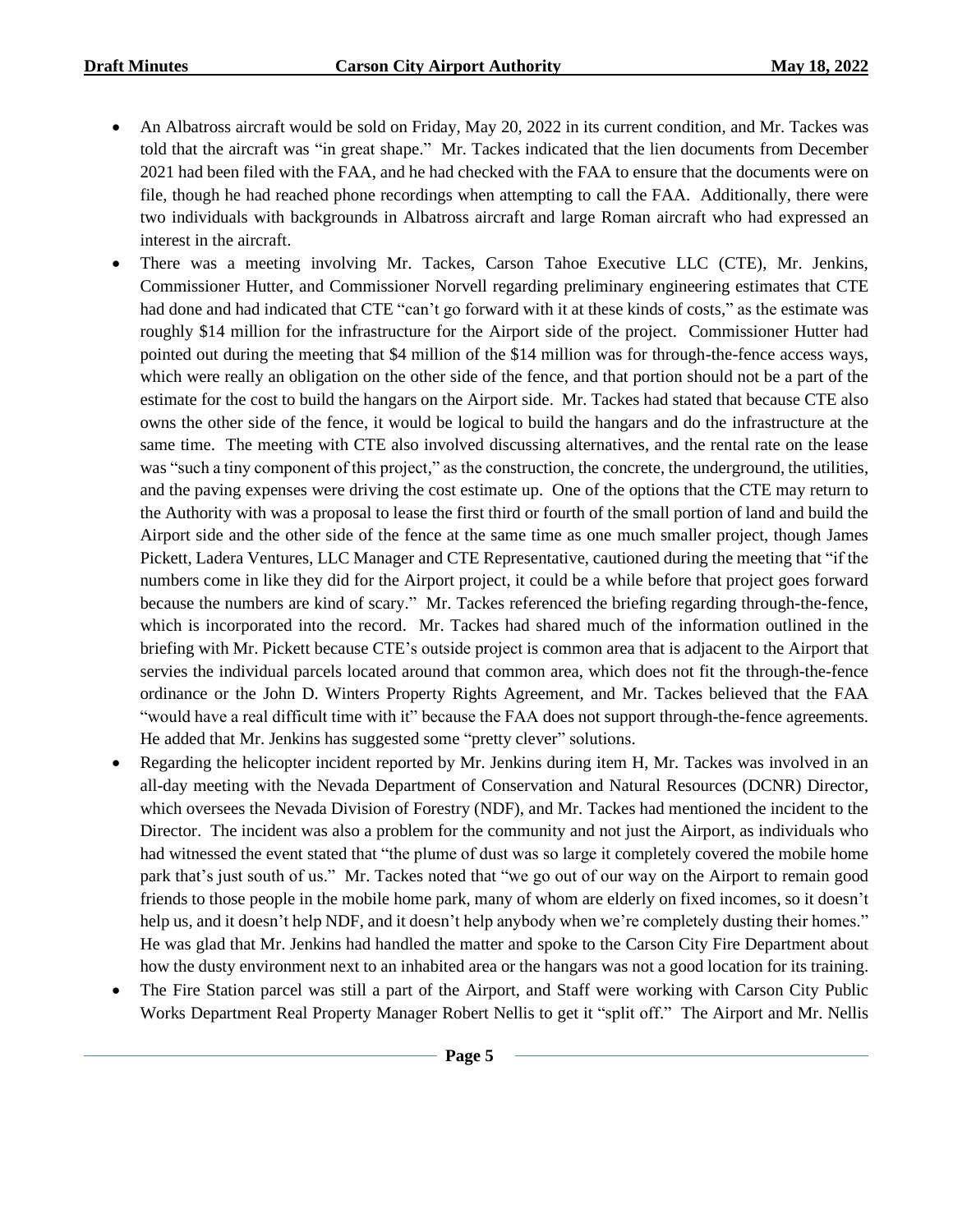- An Albatross aircraft would be sold on Friday, May 20, 2022 in its current condition, and Mr. Tackes was told that the aircraft was "in great shape." Mr. Tackes indicated that the lien documents from December 2021 had been filed with the FAA, and he had checked with the FAA to ensure that the documents were on file, though he had reached phone recordings when attempting to call the FAA. Additionally, there were two individuals with backgrounds in Albatross aircraft and large Roman aircraft who had expressed an interest in the aircraft.
- There was a meeting involving Mr. Tackes, Carson Tahoe Executive LLC (CTE), Mr. Jenkins, Commissioner Hutter, and Commissioner Norvell regarding preliminary engineering estimates that CTE had done and had indicated that CTE "can't go forward with it at these kinds of costs," as the estimate was roughly $14 million for the infrastructure for the Airport side of the project. Commissioner Hutter had pointed out during the meeting that $4 million of the $14 million was for through-the-fence access ways, which were really an obligation on the other side of the fence, and that portion should not be a part of the estimate for the cost to build the hangars on the Airport side. Mr. Tackes had stated that because CTE also owns the other side of the fence, it would be logical to build the hangars and do the infrastructure at the same time. The meeting with CTE also involved discussing alternatives, and the rental rate on the lease was "such a tiny component of this project," as the construction, the concrete, the underground, the utilities, and the paving expenses were driving the cost estimate up. One of the options that the CTE may return to the Authority with was a proposal to lease the first third or fourth of the small portion of land and build the Airport side and the other side of the fence at the same time as one much smaller project, though James Pickett, Ladera Ventures, LLC Manager and CTE Representative, cautioned during the meeting that "if the numbers come in like they did for the Airport project, it could be a while before that project goes forward because the numbers are kind of scary." Mr. Tackes referenced the briefing regarding through-the-fence, which is incorporated into the record. Mr. Tackes had shared much of the information outlined in the briefing with Mr. Pickett because CTE's outside project is common area that is adjacent to the Airport that servies the individual parcels located around that common area, which does not fit the through-the-fence ordinance or the John D. Winters Property Rights Agreement, and Mr. Tackes believed that the FAA "would have a real difficult time with it" because the FAA does not support through-the-fence agreements. He added that Mr. Jenkins has suggested some "pretty clever" solutions.
- Regarding the helicopter incident reported by Mr. Jenkins during item H, Mr. Tackes was involved in an all-day meeting with the Nevada Department of Conservation and Natural Resources (DCNR) Director, which oversees the Nevada Division of Forestry (NDF), and Mr. Tackes had mentioned the incident to the Director. The incident was also a problem for the community and not just the Airport, as individuals who had witnessed the event stated that "the plume of dust was so large it completely covered the mobile home park that's just south of us." Mr. Tackes noted that "we go out of our way on the Airport to remain good friends to those people in the mobile home park, many of whom are elderly on fixed incomes, so it doesn't help us, and it doesn't help NDF, and it doesn't help anybody when we're completely dusting their homes." He was glad that Mr. Jenkins had handled the matter and spoke to the Carson City Fire Department about how the dusty environment next to an inhabited area or the hangars was not a good location for its training.
- The Fire Station parcel was still a part of the Airport, and Staff were working with Carson City Public Works Department Real Property Manager Robert Nellis to get it "split off." The Airport and Mr. Nellis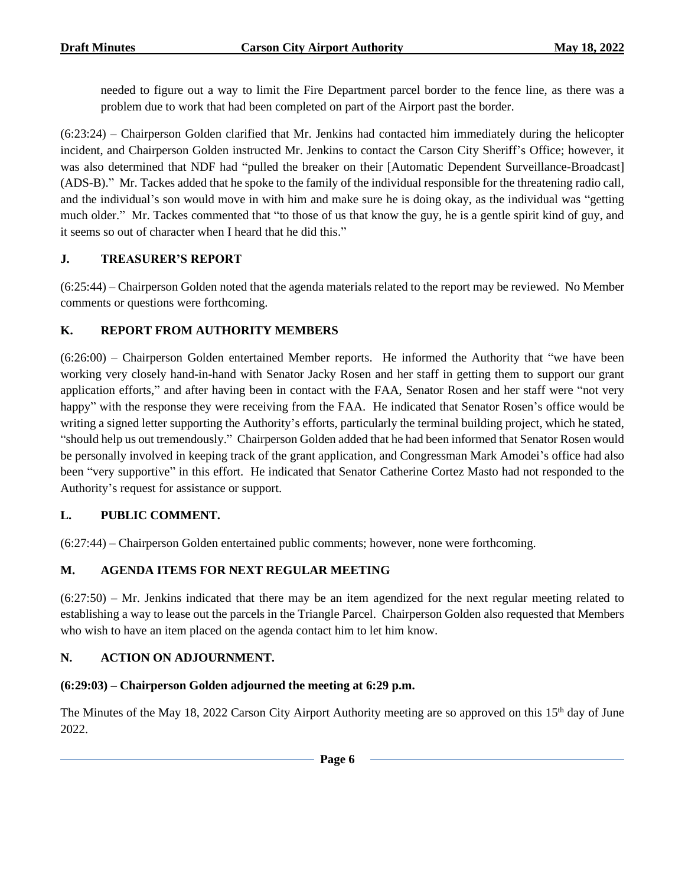needed to figure out a way to limit the Fire Department parcel border to the fence line, as there was a problem due to work that had been completed on part of the Airport past the border.

(6:23:24) – Chairperson Golden clarified that Mr. Jenkins had contacted him immediately during the helicopter incident, and Chairperson Golden instructed Mr. Jenkins to contact the Carson City Sheriff's Office; however, it was also determined that NDF had "pulled the breaker on their [Automatic Dependent Surveillance-Broadcast] (ADS-B)." Mr. Tackes added that he spoke to the family of the individual responsible for the threatening radio call, and the individual's son would move in with him and make sure he is doing okay, as the individual was "getting much older." Mr. Tackes commented that "to those of us that know the guy, he is a gentle spirit kind of guy, and it seems so out of character when I heard that he did this."

## J. TREASURER'S REPORT

(6:25:44) – Chairperson Golden noted that the agenda materials related to the report may be reviewed. No Member comments or questions were forthcoming.

## K. REPORT FROM AUTHORITY MEMBERS

(6:26:00) – Chairperson Golden entertained Member reports. He informed the Authority that "we have been working very closely hand-in-hand with Senator Jacky Rosen and her staff in getting them to support our grant application efforts," and after having been in contact with the FAA, Senator Rosen and her staff were "not very happy" with the response they were receiving from the FAA. He indicated that Senator Rosen's office would be writing a signed letter supporting the Authority's efforts, particularly the terminal building project, which he stated, "should help us out tremendously." Chairperson Golden added that he had been informed that Senator Rosen would be personally involved in keeping track of the grant application, and Congressman Mark Amodei's office had also been "very supportive" in this effort. He indicated that Senator Catherine Cortez Masto had not responded to the Authority's request for assistance or support.

## L. PUBLIC COMMENT.

(6:27:44) – Chairperson Golden entertained public comments; however, none were forthcoming.

## M. AGENDA ITEMS FOR NEXT REGULAR MEETING

(6:27:50) – Mr. Jenkins indicated that there may be an item agendized for the next regular meeting related to establishing a way to lease out the parcels in the Triangle Parcel. Chairperson Golden also requested that Members who wish to have an item placed on the agenda contact him to let him know.

## N. ACTION ON ADJOURNMENT.

**(6:29:03) – Chairperson Golden adjourned the meeting at 6:29 p.m.**

The Minutes of the May 18, 2022 Carson City Airport Authority meeting are so approved on this 15th day of June 2022.